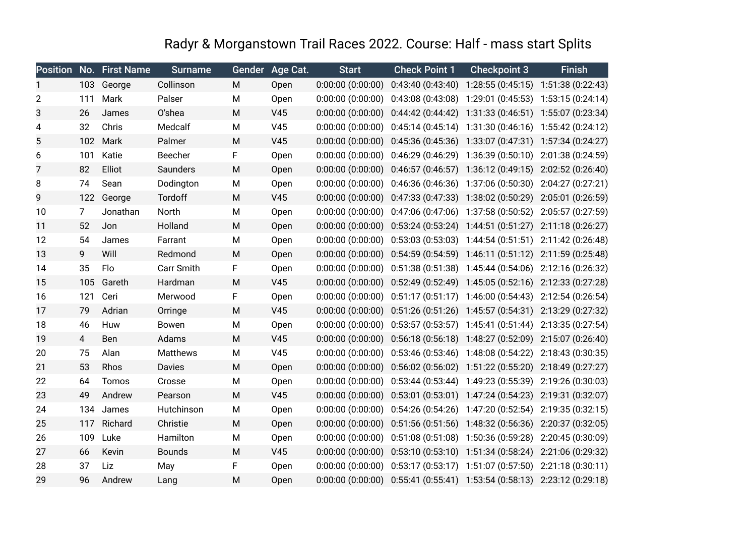# Radyr & Morganstown Trail Races 2022. Course: Half - mass start Splits

| Position | No. | First Name | Surname | Gender | Age Cat. | Start | Check Point 1 | Checkpoint 3 | Finish |
|---|---|---|---|---|---|---|---|---|---|
| 1 | 103 | George | Collinson | M | Open | 0:00:00 (0:00:00) | 0:43:40 (0:43:40) | 1:28:55 (0:45:15) | 1:51:38 (0:22:43) |
| 2 | 111 | Mark | Palser | M | Open | 0:00:00 (0:00:00) | 0:43:08 (0:43:08) | 1:29:01 (0:45:53) | 1:53:15 (0:24:14) |
| 3 | 26 | James | O'shea | M | V45 | 0:00:00 (0:00:00) | 0:44:42 (0:44:42) | 1:31:33 (0:46:51) | 1:55:07 (0:23:34) |
| 4 | 32 | Chris | Medcalf | M | V45 | 0:00:00 (0:00:00) | 0:45:14 (0:45:14) | 1:31:30 (0:46:16) | 1:55:42 (0:24:12) |
| 5 | 102 | Mark | Palmer | M | V45 | 0:00:00 (0:00:00) | 0:45:36 (0:45:36) | 1:33:07 (0:47:31) | 1:57:34 (0:24:27) |
| 6 | 101 | Katie | Beecher | F | Open | 0:00:00 (0:00:00) | 0:46:29 (0:46:29) | 1:36:39 (0:50:10) | 2:01:38 (0:24:59) |
| 7 | 82 | Elliot | Saunders | M | Open | 0:00:00 (0:00:00) | 0:46:57 (0:46:57) | 1:36:12 (0:49:15) | 2:02:52 (0:26:40) |
| 8 | 74 | Sean | Dodington | M | Open | 0:00:00 (0:00:00) | 0:46:36 (0:46:36) | 1:37:06 (0:50:30) | 2:04:27 (0:27:21) |
| 9 | 122 | George | Tordoff | M | V45 | 0:00:00 (0:00:00) | 0:47:33 (0:47:33) | 1:38:02 (0:50:29) | 2:05:01 (0:26:59) |
| 10 | 7 | Jonathan | North | M | Open | 0:00:00 (0:00:00) | 0:47:06 (0:47:06) | 1:37:58 (0:50:52) | 2:05:57 (0:27:59) |
| 11 | 52 | Jon | Holland | M | Open | 0:00:00 (0:00:00) | 0:53:24 (0:53:24) | 1:44:51 (0:51:27) | 2:11:18 (0:26:27) |
| 12 | 54 | James | Farrant | M | Open | 0:00:00 (0:00:00) | 0:53:03 (0:53:03) | 1:44:54 (0:51:51) | 2:11:42 (0:26:48) |
| 13 | 9 | Will | Redmond | M | Open | 0:00:00 (0:00:00) | 0:54:59 (0:54:59) | 1:46:11 (0:51:12) | 2:11:59 (0:25:48) |
| 14 | 35 | Flo | Carr Smith | F | Open | 0:00:00 (0:00:00) | 0:51:38 (0:51:38) | 1:45:44 (0:54:06) | 2:12:16 (0:26:32) |
| 15 | 105 | Gareth | Hardman | M | V45 | 0:00:00 (0:00:00) | 0:52:49 (0:52:49) | 1:45:05 (0:52:16) | 2:12:33 (0:27:28) |
| 16 | 121 | Ceri | Merwood | F | Open | 0:00:00 (0:00:00) | 0:51:17 (0:51:17) | 1:46:00 (0:54:43) | 2:12:54 (0:26:54) |
| 17 | 79 | Adrian | Orringe | M | V45 | 0:00:00 (0:00:00) | 0:51:26 (0:51:26) | 1:45:57 (0:54:31) | 2:13:29 (0:27:32) |
| 18 | 46 | Huw | Bowen | M | Open | 0:00:00 (0:00:00) | 0:53:57 (0:53:57) | 1:45:41 (0:51:44) | 2:13:35 (0:27:54) |
| 19 | 4 | Ben | Adams | M | V45 | 0:00:00 (0:00:00) | 0:56:18 (0:56:18) | 1:48:27 (0:52:09) | 2:15:07 (0:26:40) |
| 20 | 75 | Alan | Matthews | M | V45 | 0:00:00 (0:00:00) | 0:53:46 (0:53:46) | 1:48:08 (0:54:22) | 2:18:43 (0:30:35) |
| 21 | 53 | Rhos | Davies | M | Open | 0:00:00 (0:00:00) | 0:56:02 (0:56:02) | 1:51:22 (0:55:20) | 2:18:49 (0:27:27) |
| 22 | 64 | Tomos | Crosse | M | Open | 0:00:00 (0:00:00) | 0:53:44 (0:53:44) | 1:49:23 (0:55:39) | 2:19:26 (0:30:03) |
| 23 | 49 | Andrew | Pearson | M | V45 | 0:00:00 (0:00:00) | 0:53:01 (0:53:01) | 1:47:24 (0:54:23) | 2:19:31 (0:32:07) |
| 24 | 134 | James | Hutchinson | M | Open | 0:00:00 (0:00:00) | 0:54:26 (0:54:26) | 1:47:20 (0:52:54) | 2:19:35 (0:32:15) |
| 25 | 117 | Richard | Christie | M | Open | 0:00:00 (0:00:00) | 0:51:56 (0:51:56) | 1:48:32 (0:56:36) | 2:20:37 (0:32:05) |
| 26 | 109 | Luke | Hamilton | M | Open | 0:00:00 (0:00:00) | 0:51:08 (0:51:08) | 1:50:36 (0:59:28) | 2:20:45 (0:30:09) |
| 27 | 66 | Kevin | Bounds | M | V45 | 0:00:00 (0:00:00) | 0:53:10 (0:53:10) | 1:51:34 (0:58:24) | 2:21:06 (0:29:32) |
| 28 | 37 | Liz | May | F | Open | 0:00:00 (0:00:00) | 0:53:17 (0:53:17) | 1:51:07 (0:57:50) | 2:21:18 (0:30:11) |
| 29 | 96 | Andrew | Lang | M | Open | 0:00:00 (0:00:00) | 0:55:41 (0:55:41) | 1:53:54 (0:58:13) | 2:23:12 (0:29:18) |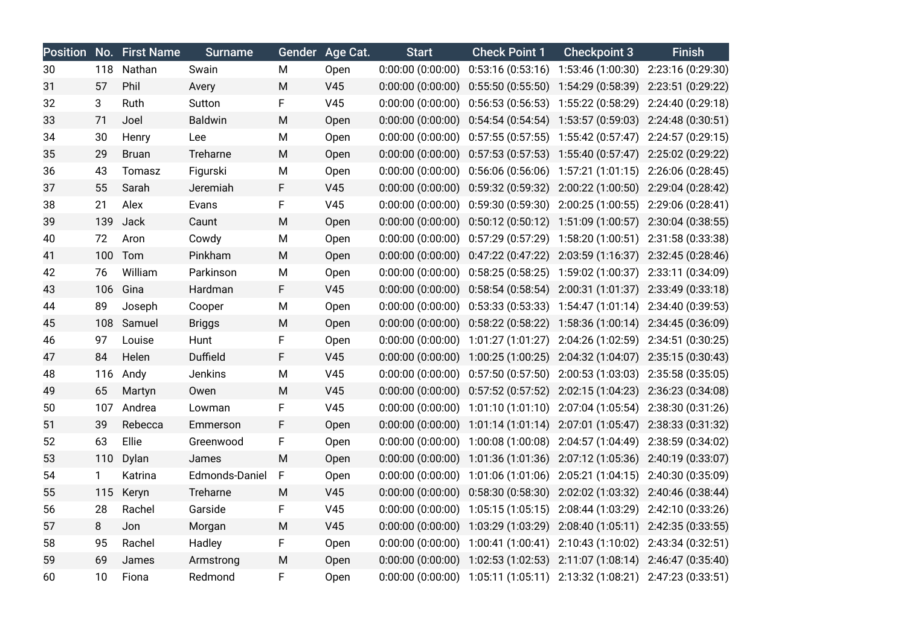| Position | No. | First Name | Surname | Gender | Age Cat. | Start | Check Point 1 | Checkpoint 3 | Finish |
|---|---|---|---|---|---|---|---|---|---|
| 30 | 118 | Nathan | Swain | M | Open | 0:00:00 (0:00:00) | 0:53:16 (0:53:16) | 1:53:46 (1:00:30) | 2:23:16 (0:29:30) |
| 31 | 57 | Phil | Avery | M | V45 | 0:00:00 (0:00:00) | 0:55:50 (0:55:50) | 1:54:29 (0:58:39) | 2:23:51 (0:29:22) |
| 32 | 3 | Ruth | Sutton | F | V45 | 0:00:00 (0:00:00) | 0:56:53 (0:56:53) | 1:55:22 (0:58:29) | 2:24:40 (0:29:18) |
| 33 | 71 | Joel | Baldwin | M | Open | 0:00:00 (0:00:00) | 0:54:54 (0:54:54) | 1:53:57 (0:59:03) | 2:24:48 (0:30:51) |
| 34 | 30 | Henry | Lee | M | Open | 0:00:00 (0:00:00) | 0:57:55 (0:57:55) | 1:55:42 (0:57:47) | 2:24:57 (0:29:15) |
| 35 | 29 | Bruan | Treharne | M | Open | 0:00:00 (0:00:00) | 0:57:53 (0:57:53) | 1:55:40 (0:57:47) | 2:25:02 (0:29:22) |
| 36 | 43 | Tomasz | Figurski | M | Open | 0:00:00 (0:00:00) | 0:56:06 (0:56:06) | 1:57:21 (1:01:15) | 2:26:06 (0:28:45) |
| 37 | 55 | Sarah | Jeremiah | F | V45 | 0:00:00 (0:00:00) | 0:59:32 (0:59:32) | 2:00:22 (1:00:50) | 2:29:04 (0:28:42) |
| 38 | 21 | Alex | Evans | F | V45 | 0:00:00 (0:00:00) | 0:59:30 (0:59:30) | 2:00:25 (1:00:55) | 2:29:06 (0:28:41) |
| 39 | 139 | Jack | Caunt | M | Open | 0:00:00 (0:00:00) | 0:50:12 (0:50:12) | 1:51:09 (1:00:57) | 2:30:04 (0:38:55) |
| 40 | 72 | Aron | Cowdy | M | Open | 0:00:00 (0:00:00) | 0:57:29 (0:57:29) | 1:58:20 (1:00:51) | 2:31:58 (0:33:38) |
| 41 | 100 | Tom | Pinkham | M | Open | 0:00:00 (0:00:00) | 0:47:22 (0:47:22) | 2:03:59 (1:16:37) | 2:32:45 (0:28:46) |
| 42 | 76 | William | Parkinson | M | Open | 0:00:00 (0:00:00) | 0:58:25 (0:58:25) | 1:59:02 (1:00:37) | 2:33:11 (0:34:09) |
| 43 | 106 | Gina | Hardman | F | V45 | 0:00:00 (0:00:00) | 0:58:54 (0:58:54) | 2:00:31 (1:01:37) | 2:33:49 (0:33:18) |
| 44 | 89 | Joseph | Cooper | M | Open | 0:00:00 (0:00:00) | 0:53:33 (0:53:33) | 1:54:47 (1:01:14) | 2:34:40 (0:39:53) |
| 45 | 108 | Samuel | Briggs | M | Open | 0:00:00 (0:00:00) | 0:58:22 (0:58:22) | 1:58:36 (1:00:14) | 2:34:45 (0:36:09) |
| 46 | 97 | Louise | Hunt | F | Open | 0:00:00 (0:00:00) | 1:01:27 (1:01:27) | 2:04:26 (1:02:59) | 2:34:51 (0:30:25) |
| 47 | 84 | Helen | Duffield | F | V45 | 0:00:00 (0:00:00) | 1:00:25 (1:00:25) | 2:04:32 (1:04:07) | 2:35:15 (0:30:43) |
| 48 | 116 | Andy | Jenkins | M | V45 | 0:00:00 (0:00:00) | 0:57:50 (0:57:50) | 2:00:53 (1:03:03) | 2:35:58 (0:35:05) |
| 49 | 65 | Martyn | Owen | M | V45 | 0:00:00 (0:00:00) | 0:57:52 (0:57:52) | 2:02:15 (1:04:23) | 2:36:23 (0:34:08) |
| 50 | 107 | Andrea | Lowman | F | V45 | 0:00:00 (0:00:00) | 1:01:10 (1:01:10) | 2:07:04 (1:05:54) | 2:38:30 (0:31:26) |
| 51 | 39 | Rebecca | Emmerson | F | Open | 0:00:00 (0:00:00) | 1:01:14 (1:01:14) | 2:07:01 (1:05:47) | 2:38:33 (0:31:32) |
| 52 | 63 | Ellie | Greenwood | F | Open | 0:00:00 (0:00:00) | 1:00:08 (1:00:08) | 2:04:57 (1:04:49) | 2:38:59 (0:34:02) |
| 53 | 110 | Dylan | James | M | Open | 0:00:00 (0:00:00) | 1:01:36 (1:01:36) | 2:07:12 (1:05:36) | 2:40:19 (0:33:07) |
| 54 | 1 | Katrina | Edmonds-Daniel | F | Open | 0:00:00 (0:00:00) | 1:01:06 (1:01:06) | 2:05:21 (1:04:15) | 2:40:30 (0:35:09) |
| 55 | 115 | Keryn | Treharne | M | V45 | 0:00:00 (0:00:00) | 0:58:30 (0:58:30) | 2:02:02 (1:03:32) | 2:40:46 (0:38:44) |
| 56 | 28 | Rachel | Garside | F | V45 | 0:00:00 (0:00:00) | 1:05:15 (1:05:15) | 2:08:44 (1:03:29) | 2:42:10 (0:33:26) |
| 57 | 8 | Jon | Morgan | M | V45 | 0:00:00 (0:00:00) | 1:03:29 (1:03:29) | 2:08:40 (1:05:11) | 2:42:35 (0:33:55) |
| 58 | 95 | Rachel | Hadley | F | Open | 0:00:00 (0:00:00) | 1:00:41 (1:00:41) | 2:10:43 (1:10:02) | 2:43:34 (0:32:51) |
| 59 | 69 | James | Armstrong | M | Open | 0:00:00 (0:00:00) | 1:02:53 (1:02:53) | 2:11:07 (1:08:14) | 2:46:47 (0:35:40) |
| 60 | 10 | Fiona | Redmond | F | Open | 0:00:00 (0:00:00) | 1:05:11 (1:05:11) | 2:13:32 (1:08:21) | 2:47:23 (0:33:51) |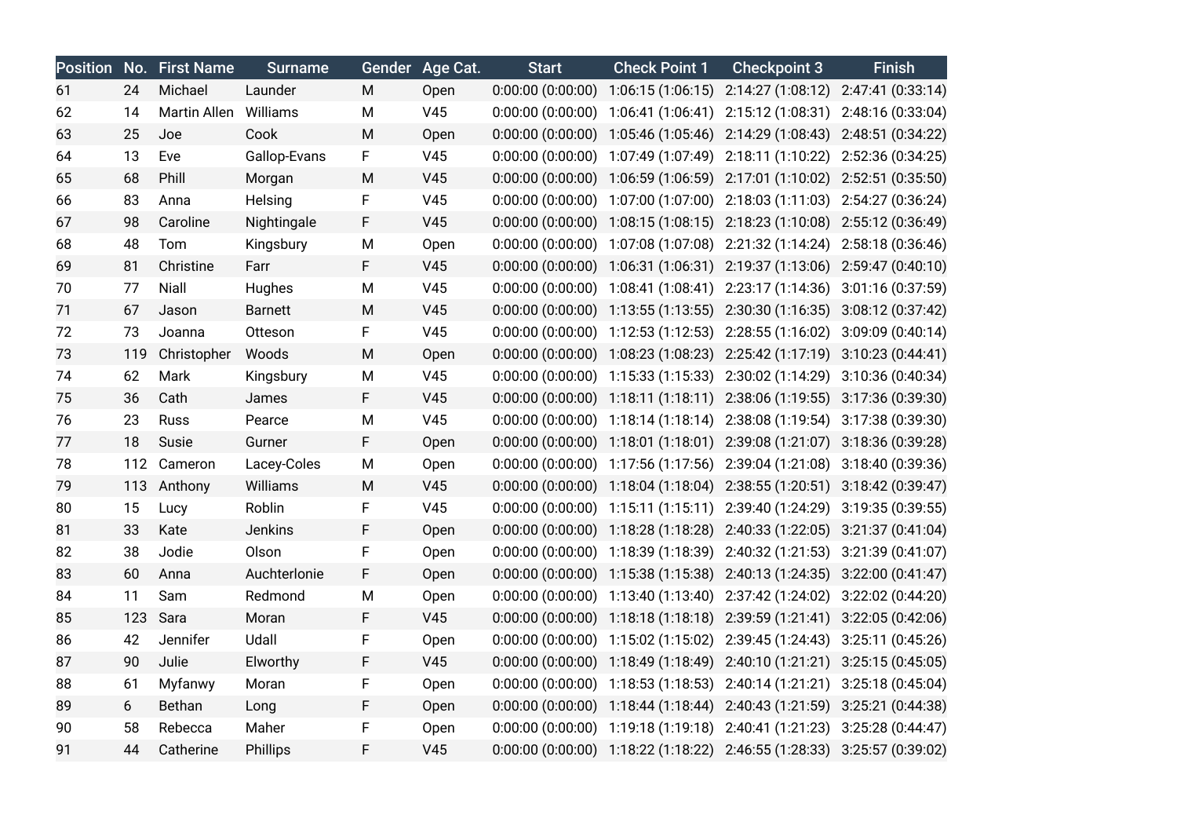| Position | No. | First Name | Surname | Gender | Age Cat. | Start | Check Point 1 | Checkpoint 3 | Finish |
|---|---|---|---|---|---|---|---|---|---|
| 61 | 24 | Michael | Launder | M | Open | 0:00:00 (0:00:00) | 1:06:15 (1:06:15) | 2:14:27 (1:08:12) | 2:47:41 (0:33:14) |
| 62 | 14 | Martin Allen | Williams | M | V45 | 0:00:00 (0:00:00) | 1:06:41 (1:06:41) | 2:15:12 (1:08:31) | 2:48:16 (0:33:04) |
| 63 | 25 | Joe | Cook | M | Open | 0:00:00 (0:00:00) | 1:05:46 (1:05:46) | 2:14:29 (1:08:43) | 2:48:51 (0:34:22) |
| 64 | 13 | Eve | Gallop-Evans | F | V45 | 0:00:00 (0:00:00) | 1:07:49 (1:07:49) | 2:18:11 (1:10:22) | 2:52:36 (0:34:25) |
| 65 | 68 | Phill | Morgan | M | V45 | 0:00:00 (0:00:00) | 1:06:59 (1:06:59) | 2:17:01 (1:10:02) | 2:52:51 (0:35:50) |
| 66 | 83 | Anna | Helsing | F | V45 | 0:00:00 (0:00:00) | 1:07:00 (1:07:00) | 2:18:03 (1:11:03) | 2:54:27 (0:36:24) |
| 67 | 98 | Caroline | Nightingale | F | V45 | 0:00:00 (0:00:00) | 1:08:15 (1:08:15) | 2:18:23 (1:10:08) | 2:55:12 (0:36:49) |
| 68 | 48 | Tom | Kingsbury | M | Open | 0:00:00 (0:00:00) | 1:07:08 (1:07:08) | 2:21:32 (1:14:24) | 2:58:18 (0:36:46) |
| 69 | 81 | Christine | Farr | F | V45 | 0:00:00 (0:00:00) | 1:06:31 (1:06:31) | 2:19:37 (1:13:06) | 2:59:47 (0:40:10) |
| 70 | 77 | Niall | Hughes | M | V45 | 0:00:00 (0:00:00) | 1:08:41 (1:08:41) | 2:23:17 (1:14:36) | 3:01:16 (0:37:59) |
| 71 | 67 | Jason | Barnett | M | V45 | 0:00:00 (0:00:00) | 1:13:55 (1:13:55) | 2:30:30 (1:16:35) | 3:08:12 (0:37:42) |
| 72 | 73 | Joanna | Otteson | F | V45 | 0:00:00 (0:00:00) | 1:12:53 (1:12:53) | 2:28:55 (1:16:02) | 3:09:09 (0:40:14) |
| 73 | 119 | Christopher | Woods | M | Open | 0:00:00 (0:00:00) | 1:08:23 (1:08:23) | 2:25:42 (1:17:19) | 3:10:23 (0:44:41) |
| 74 | 62 | Mark | Kingsbury | M | V45 | 0:00:00 (0:00:00) | 1:15:33 (1:15:33) | 2:30:02 (1:14:29) | 3:10:36 (0:40:34) |
| 75 | 36 | Cath | James | F | V45 | 0:00:00 (0:00:00) | 1:18:11 (1:18:11) | 2:38:06 (1:19:55) | 3:17:36 (0:39:30) |
| 76 | 23 | Russ | Pearce | M | V45 | 0:00:00 (0:00:00) | 1:18:14 (1:18:14) | 2:38:08 (1:19:54) | 3:17:38 (0:39:30) |
| 77 | 18 | Susie | Gurner | F | Open | 0:00:00 (0:00:00) | 1:18:01 (1:18:01) | 2:39:08 (1:21:07) | 3:18:36 (0:39:28) |
| 78 | 112 | Cameron | Lacey-Coles | M | Open | 0:00:00 (0:00:00) | 1:17:56 (1:17:56) | 2:39:04 (1:21:08) | 3:18:40 (0:39:36) |
| 79 | 113 | Anthony | Williams | M | V45 | 0:00:00 (0:00:00) | 1:18:04 (1:18:04) | 2:38:55 (1:20:51) | 3:18:42 (0:39:47) |
| 80 | 15 | Lucy | Roblin | F | V45 | 0:00:00 (0:00:00) | 1:15:11 (1:15:11) | 2:39:40 (1:24:29) | 3:19:35 (0:39:55) |
| 81 | 33 | Kate | Jenkins | F | Open | 0:00:00 (0:00:00) | 1:18:28 (1:18:28) | 2:40:33 (1:22:05) | 3:21:37 (0:41:04) |
| 82 | 38 | Jodie | Olson | F | Open | 0:00:00 (0:00:00) | 1:18:39 (1:18:39) | 2:40:32 (1:21:53) | 3:21:39 (0:41:07) |
| 83 | 60 | Anna | Auchterlonie | F | Open | 0:00:00 (0:00:00) | 1:15:38 (1:15:38) | 2:40:13 (1:24:35) | 3:22:00 (0:41:47) |
| 84 | 11 | Sam | Redmond | M | Open | 0:00:00 (0:00:00) | 1:13:40 (1:13:40) | 2:37:42 (1:24:02) | 3:22:02 (0:44:20) |
| 85 | 123 | Sara | Moran | F | V45 | 0:00:00 (0:00:00) | 1:18:18 (1:18:18) | 2:39:59 (1:21:41) | 3:22:05 (0:42:06) |
| 86 | 42 | Jennifer | Udall | F | Open | 0:00:00 (0:00:00) | 1:15:02 (1:15:02) | 2:39:45 (1:24:43) | 3:25:11 (0:45:26) |
| 87 | 90 | Julie | Elworthy | F | V45 | 0:00:00 (0:00:00) | 1:18:49 (1:18:49) | 2:40:10 (1:21:21) | 3:25:15 (0:45:05) |
| 88 | 61 | Myfanwy | Moran | F | Open | 0:00:00 (0:00:00) | 1:18:53 (1:18:53) | 2:40:14 (1:21:21) | 3:25:18 (0:45:04) |
| 89 | 6 | Bethan | Long | F | Open | 0:00:00 (0:00:00) | 1:18:44 (1:18:44) | 2:40:43 (1:21:59) | 3:25:21 (0:44:38) |
| 90 | 58 | Rebecca | Maher | F | Open | 0:00:00 (0:00:00) | 1:19:18 (1:19:18) | 2:40:41 (1:21:23) | 3:25:28 (0:44:47) |
| 91 | 44 | Catherine | Phillips | F | V45 | 0:00:00 (0:00:00) | 1:18:22 (1:18:22) | 2:46:55 (1:28:33) | 3:25:57 (0:39:02) |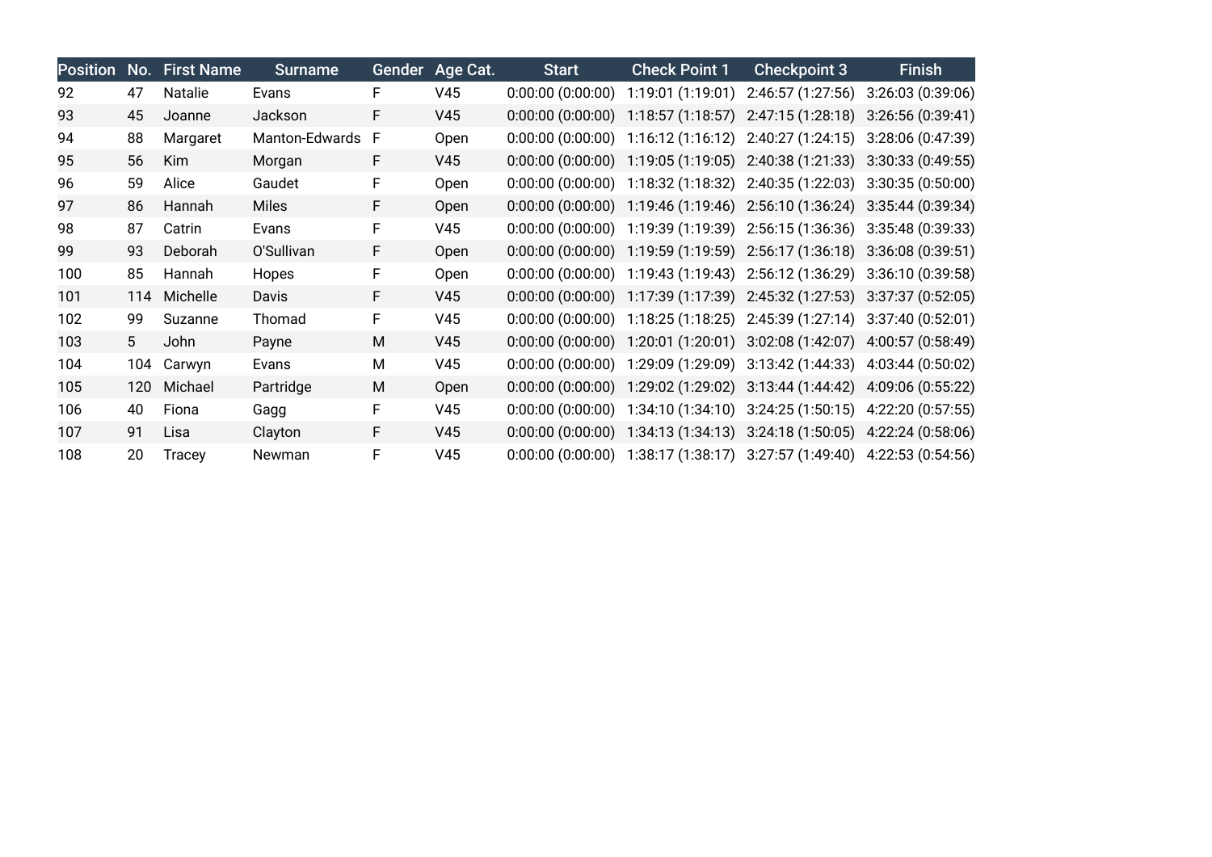| Position | No. | First Name | Surname | Gender | Age Cat. | Start | Check Point 1 | Checkpoint 3 | Finish |
| --- | --- | --- | --- | --- | --- | --- | --- | --- | --- |
| 92 | 47 | Natalie | Evans | F | V45 | 0:00:00 (0:00:00) | 1:19:01 (1:19:01) | 2:46:57 (1:27:56) | 3:26:03 (0:39:06) |
| 93 | 45 | Joanne | Jackson | F | V45 | 0:00:00 (0:00:00) | 1:18:57 (1:18:57) | 2:47:15 (1:28:18) | 3:26:56 (0:39:41) |
| 94 | 88 | Margaret | Manton-Edwards | F | Open | 0:00:00 (0:00:00) | 1:16:12 (1:16:12) | 2:40:27 (1:24:15) | 3:28:06 (0:47:39) |
| 95 | 56 | Kim | Morgan | F | V45 | 0:00:00 (0:00:00) | 1:19:05 (1:19:05) | 2:40:38 (1:21:33) | 3:30:33 (0:49:55) |
| 96 | 59 | Alice | Gaudet | F | Open | 0:00:00 (0:00:00) | 1:18:32 (1:18:32) | 2:40:35 (1:22:03) | 3:30:35 (0:50:00) |
| 97 | 86 | Hannah | Miles | F | Open | 0:00:00 (0:00:00) | 1:19:46 (1:19:46) | 2:56:10 (1:36:24) | 3:35:44 (0:39:34) |
| 98 | 87 | Catrin | Evans | F | V45 | 0:00:00 (0:00:00) | 1:19:39 (1:19:39) | 2:56:15 (1:36:36) | 3:35:48 (0:39:33) |
| 99 | 93 | Deborah | O'Sullivan | F | Open | 0:00:00 (0:00:00) | 1:19:59 (1:19:59) | 2:56:17 (1:36:18) | 3:36:08 (0:39:51) |
| 100 | 85 | Hannah | Hopes | F | Open | 0:00:00 (0:00:00) | 1:19:43 (1:19:43) | 2:56:12 (1:36:29) | 3:36:10 (0:39:58) |
| 101 | 114 | Michelle | Davis | F | V45 | 0:00:00 (0:00:00) | 1:17:39 (1:17:39) | 2:45:32 (1:27:53) | 3:37:37 (0:52:05) |
| 102 | 99 | Suzanne | Thomad | F | V45 | 0:00:00 (0:00:00) | 1:18:25 (1:18:25) | 2:45:39 (1:27:14) | 3:37:40 (0:52:01) |
| 103 | 5 | John | Payne | M | V45 | 0:00:00 (0:00:00) | 1:20:01 (1:20:01) | 3:02:08 (1:42:07) | 4:00:57 (0:58:49) |
| 104 | 104 | Carwyn | Evans | M | V45 | 0:00:00 (0:00:00) | 1:29:09 (1:29:09) | 3:13:42 (1:44:33) | 4:03:44 (0:50:02) |
| 105 | 120 | Michael | Partridge | M | Open | 0:00:00 (0:00:00) | 1:29:02 (1:29:02) | 3:13:44 (1:44:42) | 4:09:06 (0:55:22) |
| 106 | 40 | Fiona | Gagg | F | V45 | 0:00:00 (0:00:00) | 1:34:10 (1:34:10) | 3:24:25 (1:50:15) | 4:22:20 (0:57:55) |
| 107 | 91 | Lisa | Clayton | F | V45 | 0:00:00 (0:00:00) | 1:34:13 (1:34:13) | 3:24:18 (1:50:05) | 4:22:24 (0:58:06) |
| 108 | 20 | Tracey | Newman | F | V45 | 0:00:00 (0:00:00) | 1:38:17 (1:38:17) | 3:27:57 (1:49:40) | 4:22:53 (0:54:56) |